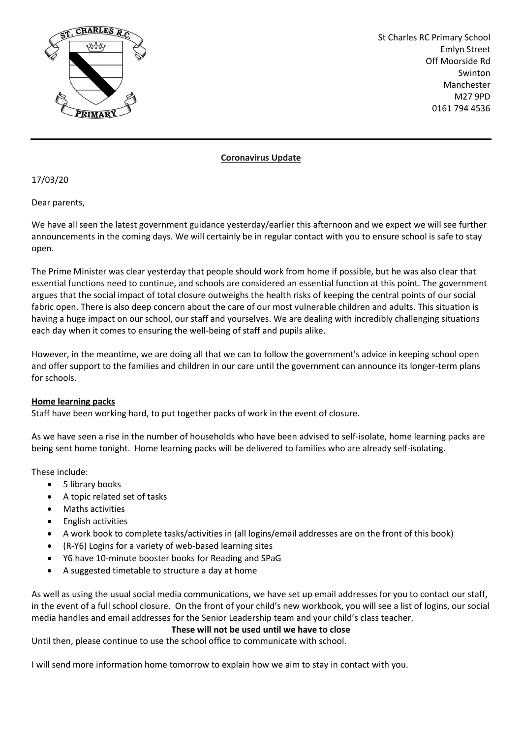St Charles RC Primary School
Emlyn Street
Off Moorside Rd
Swinton
Manchester
M27 9PD
0161 794 4536

## Coronavirus Update

17/03/20

Dear parents,

We have all seen the latest government guidance yesterday/earlier this afternoon and we expect we will see further announcements in the coming days. We will certainly be in regular contact with you to ensure school is safe to stay open.

The Prime Minister was clear yesterday that people should work from home if possible, but he was also clear that essential functions need to continue, and schools are considered an essential function at this point. The government argues that the social impact of total closure outweighs the health risks of keeping the central points of our social fabric open. There is also deep concern about the care of our most vulnerable children and adults. This situation is having a huge impact on our school, our staff and yourselves. We are dealing with incredibly challenging situations each day when it comes to ensuring the well-being of staff and pupils alike.

However, in the meantime, we are doing all that we can to follow the government's advice in keeping school open and offer support to the families and children in our care until the government can announce its longer-term plans for schools.

### Home learning packs

Staff have been working hard, to put together packs of work in the event of closure.

As we have seen a rise in the number of households who have been advised to self-isolate, home learning packs are being sent home tonight. Home learning packs will be delivered to families who are already self-isolating.

These include:

- 5 library books
- A topic related set of tasks
- Maths activities
- English activities
- A work book to complete tasks/activities in (all logins/email addresses are on the front of this book)
- (R-Y6) Logins for a variety of web-based learning sites
- Y6 have 10-minute booster books for Reading and SPaG
- A suggested timetable to structure a day at home

As well as using the usual social media communications, we have set up email addresses for you to contact our staff, in the event of a full school closure. On the front of your child's new workbook, you will see a list of logins, our social media handles and email addresses for the Senior Leadership team and your child's class teacher.

**These will not be used until we have to close**

Until then, please continue to use the school office to communicate with school.

I will send more information home tomorrow to explain how we aim to stay in contact with you.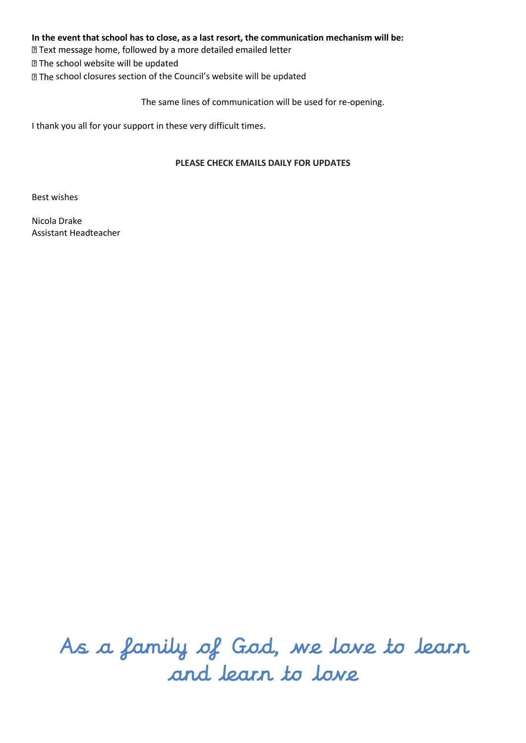**In the event that school has to close, as a last resort, the communication mechanism will be:**

- Text message home, followed by a more detailed emailed letter
- The school website will be updated
- The school closures section of the Council's website will be updated

The same lines of communication will be used for re-opening.

I thank you all for your support in these very difficult times.

**PLEASE CHECK EMAILS DAILY FOR UPDATES**

Best wishes

Nicola Drake
Assistant Headteacher

*As a family of God, we love to learn and learn to love*